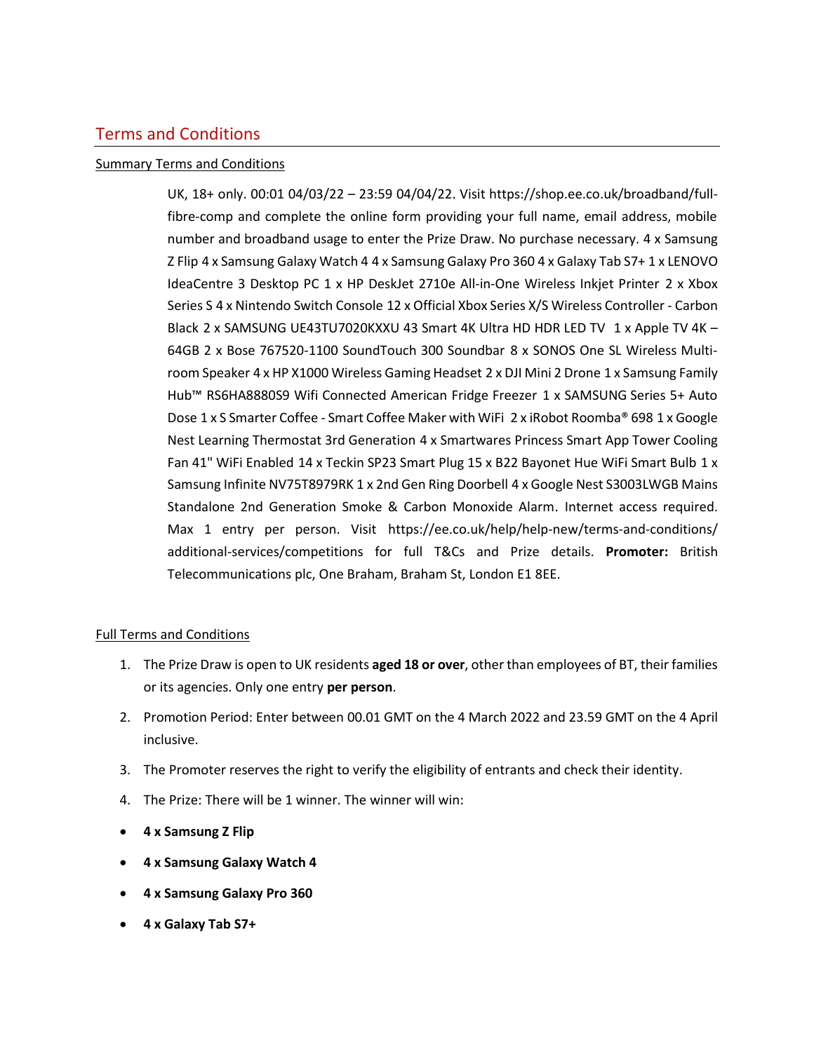# Terms and Conditions

## Summary Terms and Conditions

UK, 18+ only. 00:01 04/03/22 – 23:59 04/04/22. Visit https://shop.ee.co.uk/broadband/full-fibre-comp and complete the online form providing your full name, email address, mobile number and broadband usage to enter the Prize Draw. No purchase necessary. 4 x Samsung Z Flip 4 x Samsung Galaxy Watch 4 4 x Samsung Galaxy Pro 360 4 x Galaxy Tab S7+ 1 x LENOVO IdeaCentre 3 Desktop PC 1 x HP DeskJet 2710e All-in-One Wireless Inkjet Printer 2 x Xbox Series S 4 x Nintendo Switch Console 12 x Official Xbox Series X/S Wireless Controller - Carbon Black 2 x SAMSUNG UE43TU7020KXXU 43 Smart 4K Ultra HD HDR LED TV 1 x Apple TV 4K – 64GB 2 x Bose 767520-1100 SoundTouch 300 Soundbar 8 x SONOS One SL Wireless Multi-room Speaker 4 x HP X1000 Wireless Gaming Headset 2 x DJI Mini 2 Drone 1 x Samsung Family Hub™ RS6HA8880S9 Wifi Connected American Fridge Freezer 1 x SAMSUNG Series 5+ Auto Dose 1 x S Smarter Coffee - Smart Coffee Maker with WiFi 2 x iRobot Roomba® 698 1 x Google Nest Learning Thermostat 3rd Generation 4 x Smartwares Princess Smart App Tower Cooling Fan 41" WiFi Enabled 14 x Teckin SP23 Smart Plug 15 x B22 Bayonet Hue WiFi Smart Bulb 1 x Samsung Infinite NV75T8979RK 1 x 2nd Gen Ring Doorbell 4 x Google Nest S3003LWGB Mains Standalone 2nd Generation Smoke & Carbon Monoxide Alarm. Internet access required. Max 1 entry per person. Visit https://ee.co.uk/help/help-new/terms-and-conditions/additional-services/competitions for full T&Cs and Prize details. **Promoter:** British Telecommunications plc, One Braham, Braham St, London E1 8EE.

## Full Terms and Conditions

1. The Prize Draw is open to UK residents **aged 18 or over**, other than employees of BT, their families or its agencies. Only one entry **per person**.
2. Promotion Period: Enter between 00.01 GMT on the 4 March 2022 and 23.59 GMT on the 4 April inclusive.
3. The Promoter reserves the right to verify the eligibility of entrants and check their identity.
4. The Prize: There will be 1 winner. The winner will win:

- **4 x Samsung Z Flip**
- **4 x Samsung Galaxy Watch 4**
- **4 x Samsung Galaxy Pro 360**
- **4 x Galaxy Tab S7+**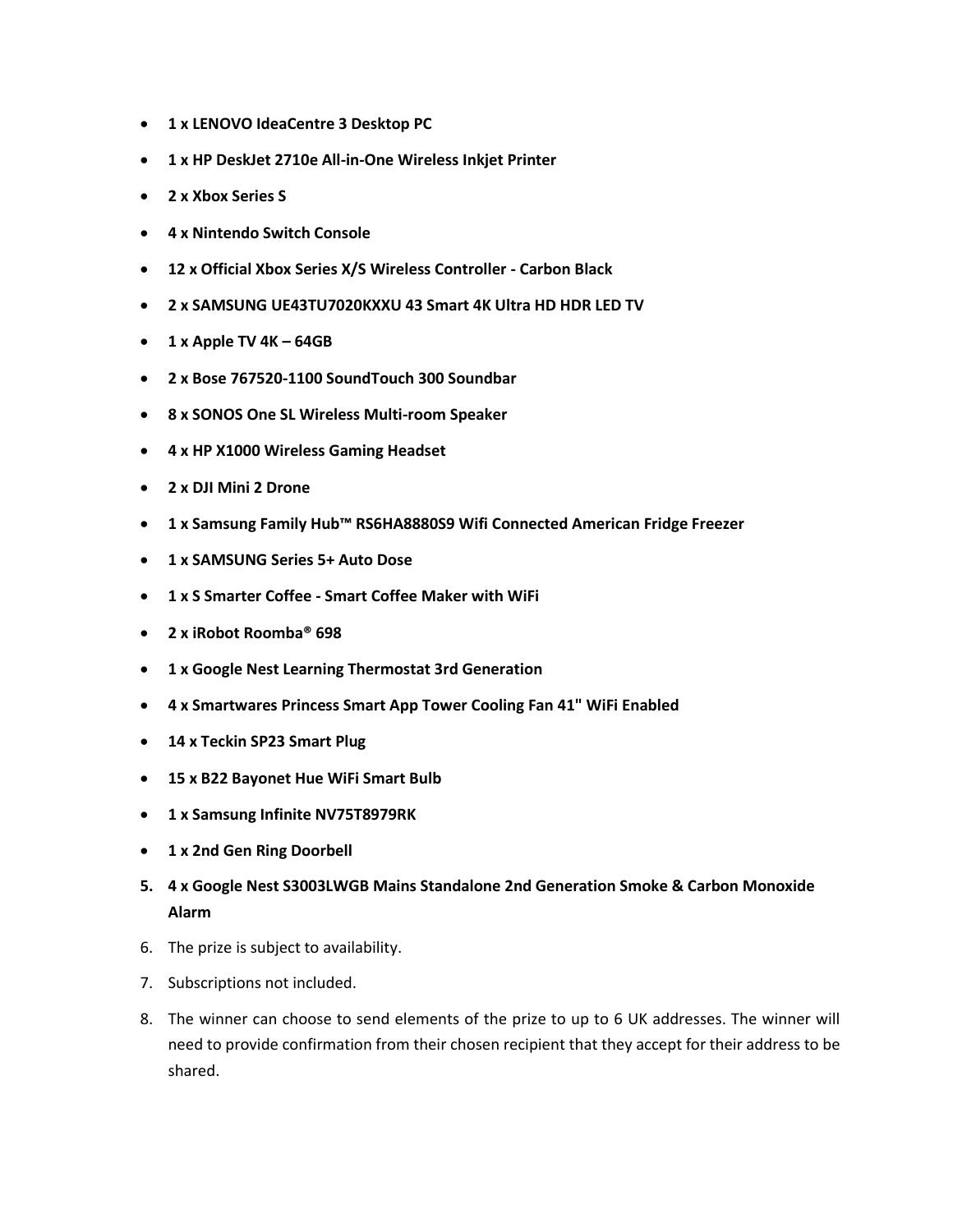- **1 x LENOVO IdeaCentre 3 Desktop PC**
- **1 x HP DeskJet 2710e All-in-One Wireless Inkjet Printer**
- **2 x Xbox Series S**
- **4 x Nintendo Switch Console**
- **12 x Official Xbox Series X/S Wireless Controller - Carbon Black**
- **2 x SAMSUNG UE43TU7020KXXU 43 Smart 4K Ultra HD HDR LED TV**
- **1 x Apple TV 4K – 64GB**
- **2 x Bose 767520-1100 SoundTouch 300 Soundbar**
- **8 x SONOS One SL Wireless Multi-room Speaker**
- **4 x HP X1000 Wireless Gaming Headset**
- **2 x DJI Mini 2 Drone**
- **1 x Samsung Family Hub™ RS6HA8880S9 Wifi Connected American Fridge Freezer**
- **1 x SAMSUNG Series 5+ Auto Dose**
- **1 x S Smarter Coffee - Smart Coffee Maker with WiFi**
- **2 x iRobot Roomba® 698**
- **1 x Google Nest Learning Thermostat 3rd Generation**
- **4 x Smartwares Princess Smart App Tower Cooling Fan 41" WiFi Enabled**
- **14 x Teckin SP23 Smart Plug**
- **15 x B22 Bayonet Hue WiFi Smart Bulb**
- **1 x Samsung Infinite NV75T8979RK**
- **1 x 2nd Gen Ring Doorbell**

5. **4 x Google Nest S3003LWGB Mains Standalone 2nd Generation Smoke & Carbon Monoxide Alarm**
6. The prize is subject to availability.
7. Subscriptions not included.
8. The winner can choose to send elements of the prize to up to 6 UK addresses. The winner will need to provide confirmation from their chosen recipient that they accept for their address to be shared.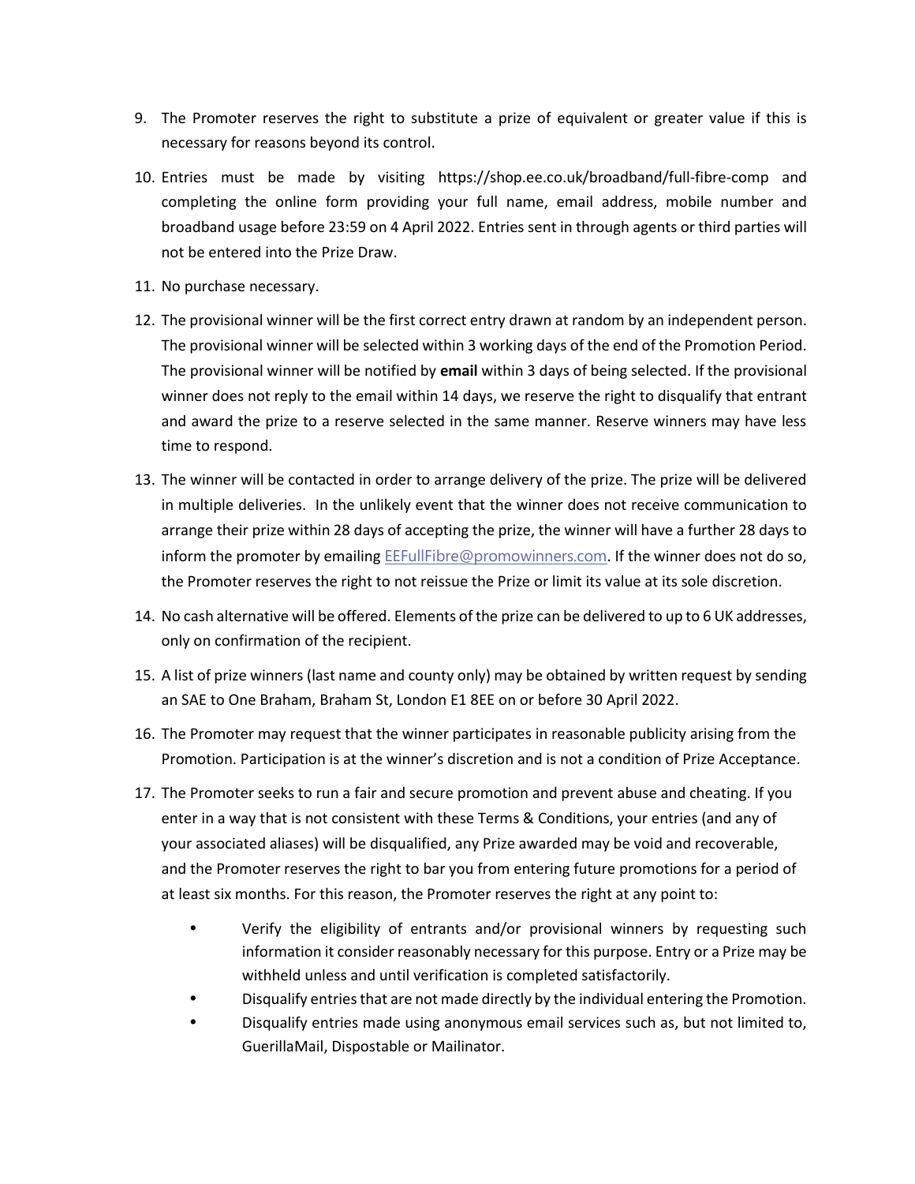9. The Promoter reserves the right to substitute a prize of equivalent or greater value if this is necessary for reasons beyond its control.
10. Entries must be made by visiting https://shop.ee.co.uk/broadband/full-fibre-comp and completing the online form providing your full name, email address, mobile number and broadband usage before 23:59 on 4 April 2022. Entries sent in through agents or third parties will not be entered into the Prize Draw.
11. No purchase necessary.
12. The provisional winner will be the first correct entry drawn at random by an independent person. The provisional winner will be selected within 3 working days of the end of the Promotion Period. The provisional winner will be notified by **email** within 3 days of being selected. If the provisional winner does not reply to the email within 14 days, we reserve the right to disqualify that entrant and award the prize to a reserve selected in the same manner. Reserve winners may have less time to respond.
13. The winner will be contacted in order to arrange delivery of the prize. The prize will be delivered in multiple deliveries. In the unlikely event that the winner does not receive communication to arrange their prize within 28 days of accepting the prize, the winner will have a further 28 days to inform the promoter by emailing EEFullFibre@promowinners.com. If the winner does not do so, the Promoter reserves the right to not reissue the Prize or limit its value at its sole discretion.
14. No cash alternative will be offered. Elements of the prize can be delivered to up to 6 UK addresses, only on confirmation of the recipient.
15. A list of prize winners (last name and county only) may be obtained by written request by sending an SAE to One Braham, Braham St, London E1 8EE on or before 30 April 2022.
16. The Promoter may request that the winner participates in reasonable publicity arising from the Promotion. Participation is at the winner's discretion and is not a condition of Prize Acceptance.
17. The Promoter seeks to run a fair and secure promotion and prevent abuse and cheating. If you enter in a way that is not consistent with these Terms & Conditions, your entries (and any of your associated aliases) will be disqualified, any Prize awarded may be void and recoverable, and the Promoter reserves the right to bar you from entering future promotions for a period of at least six months. For this reason, the Promoter reserves the right at any point to:
    - Verify the eligibility of entrants and/or provisional winners by requesting such information it consider reasonably necessary for this purpose. Entry or a Prize may be withheld unless and until verification is completed satisfactorily.
    - Disqualify entries that are not made directly by the individual entering the Promotion.
    - Disqualify entries made using anonymous email services such as, but not limited to, GuerillaMail, Dispostable or Mailinator.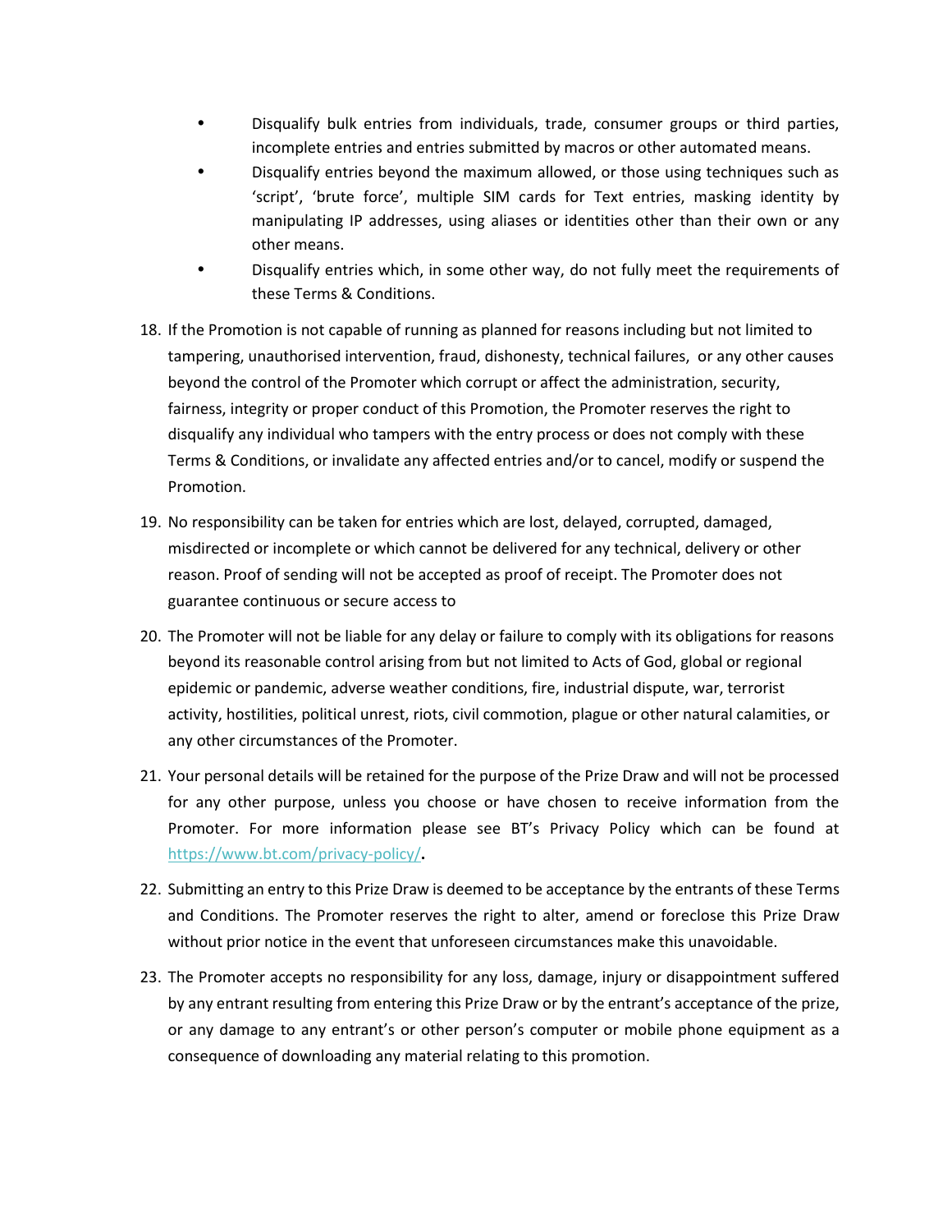- Disqualify bulk entries from individuals, trade, consumer groups or third parties, incomplete entries and entries submitted by macros or other automated means.
- Disqualify entries beyond the maximum allowed, or those using techniques such as 'script', 'brute force', multiple SIM cards for Text entries, masking identity by manipulating IP addresses, using aliases or identities other than their own or any other means.
- Disqualify entries which, in some other way, do not fully meet the requirements of these Terms & Conditions.

18. If the Promotion is not capable of running as planned for reasons including but not limited to tampering, unauthorised intervention, fraud, dishonesty, technical failures, or any other causes beyond the control of the Promoter which corrupt or affect the administration, security, fairness, integrity or proper conduct of this Promotion, the Promoter reserves the right to disqualify any individual who tampers with the entry process or does not comply with these Terms & Conditions, or invalidate any affected entries and/or to cancel, modify or suspend the Promotion.
19. No responsibility can be taken for entries which are lost, delayed, corrupted, damaged, misdirected or incomplete or which cannot be delivered for any technical, delivery or other reason. Proof of sending will not be accepted as proof of receipt. The Promoter does not guarantee continuous or secure access to
20. The Promoter will not be liable for any delay or failure to comply with its obligations for reasons beyond its reasonable control arising from but not limited to Acts of God, global or regional epidemic or pandemic, adverse weather conditions, fire, industrial dispute, war, terrorist activity, hostilities, political unrest, riots, civil commotion, plague or other natural calamities, or any other circumstances of the Promoter.
21. Your personal details will be retained for the purpose of the Prize Draw and will not be processed for any other purpose, unless you choose or have chosen to receive information from the Promoter. For more information please see BT's Privacy Policy which can be found at [https://www.bt.com/privacy-policy/](https://www.bt.com/privacy-policy/).
22. Submitting an entry to this Prize Draw is deemed to be acceptance by the entrants of these Terms and Conditions. The Promoter reserves the right to alter, amend or foreclose this Prize Draw without prior notice in the event that unforeseen circumstances make this unavoidable.
23. The Promoter accepts no responsibility for any loss, damage, injury or disappointment suffered by any entrant resulting from entering this Prize Draw or by the entrant's acceptance of the prize, or any damage to any entrant's or other person's computer or mobile phone equipment as a consequence of downloading any material relating to this promotion.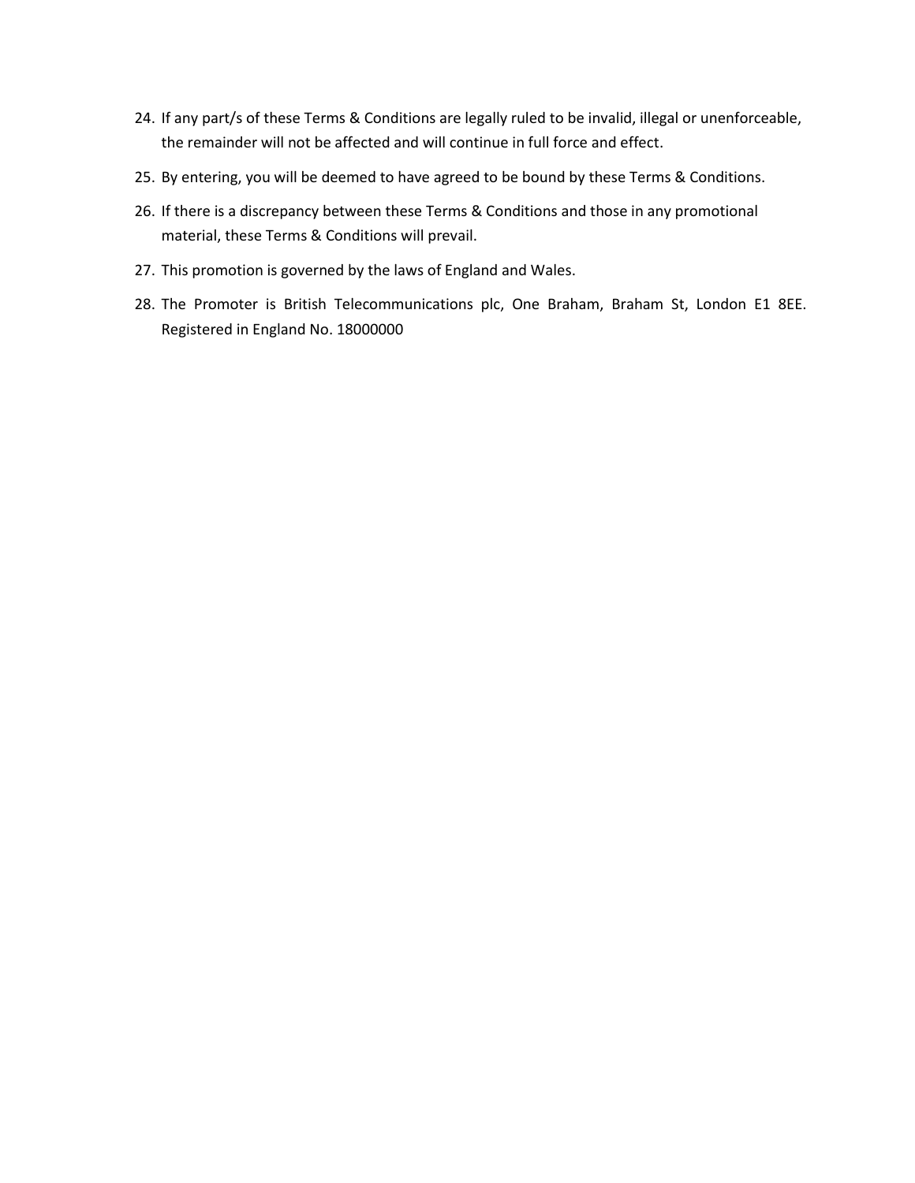24. If any part/s of these Terms & Conditions are legally ruled to be invalid, illegal or unenforceable, the remainder will not be affected and will continue in full force and effect.
25. By entering, you will be deemed to have agreed to be bound by these Terms & Conditions.
26. If there is a discrepancy between these Terms & Conditions and those in any promotional material, these Terms & Conditions will prevail.
27. This promotion is governed by the laws of England and Wales.
28. The Promoter is British Telecommunications plc, One Braham, Braham St, London E1 8EE. Registered in England No. 18000000